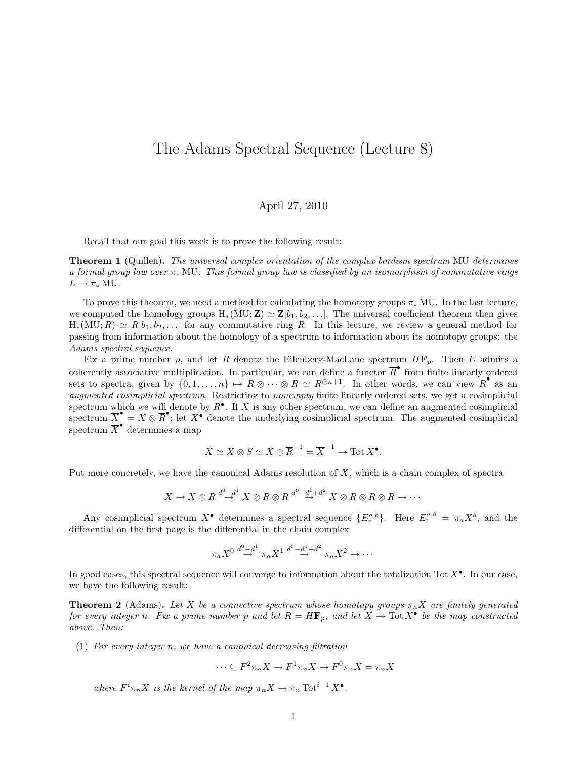# The Adams Spectral Sequence (Lecture 8)

April 27, 2010

Recall that our goal this week is to prove the following result:

**Theorem 1** (Quillen)**.** *The universal complex orientation of the complex bordism spectrum* MU *determines a formal group law over* $\pi_* \mathrm{MU}$*. This formal group law is classified by an isomorphism of commutative rings* $L \to \pi_* \mathrm{MU}$*.*

To prove this theorem, we need a method for calculating the homotopy groups $\pi_* \mathrm{MU}$. In the last lecture, we computed the homology groups $\mathrm{H}_*(\mathrm{MU}; \mathbf{Z}) \simeq \mathbf{Z}[b_1, b_2, \ldots]$. The universal coefficient theorem then gives $\mathrm{H}_*(\mathrm{MU}; R) \simeq R[b_1, b_2, \ldots]$ for any commutative ring $R$. In this lecture, we review a general method for passing from information about the homology of a spectrum to information about its homotopy groups: the *Adams spectral sequence*.

Fix a prime number $p$, and let $R$ denote the Eilenberg-MacLane spectrum $H\mathbf{F}_p$. Then $E$ admits a coherently associative multiplication. In particular, we can define a functor $\overline{R}^\bullet$ from finite linearly ordered sets to spectra, given by $\{0, 1, \ldots, n\} \mapsto R \otimes \cdots \otimes R \simeq R^{\otimes n+1}$. In other words, we can view $\overline{R}^\bullet$ as an *augmented cosimplicial spectrum*. Restricting to *nonempty* finite linearly ordered sets, we get a cosimplicial spectrum which we will denote by $R^\bullet$. If $X$ is any other spectrum, we can define an augmented cosimplicial spectrum $\overline{X}^\bullet = X \otimes \overline{R}^\bullet$; let $X^\bullet$ denote the underlying cosimplicial spectrum. The augmented cosimplicial spectrum $\overline{X}^\bullet$ determines a map

$$X \simeq X \otimes S \simeq X \otimes \overline{R}^{-1} = \overline{X}^{-1} \to \mathrm{Tot}\, X^\bullet.$$

Put more concretely, we have the canonical Adams resolution of $X$, which is a chain complex of spectra

$$X \to X \otimes R \xrightarrow{d^0 - d^1} X \otimes R \otimes R \xrightarrow{d^0 - d^1 + d^2} X \otimes R \otimes R \otimes R \to \cdots$$

Any cosimplicial spectrum $X^\bullet$ determines a spectral sequence $\{E_r^{a,b}\}$. Here $E_1^{a,b} = \pi_a X^b$, and the differential on the first page is the differential in the chain complex

$$\pi_a X^0 \xrightarrow{d^0 - d^1} \pi_a X^1 \xrightarrow{d^0 - d^1 + d^2} \pi_a X^2 \to \cdots$$

In good cases, this spectral sequence will converge to information about the totalization $\mathrm{Tot}\, X^\bullet$. In our case, we have the following result:

**Theorem 2** (Adams)**.** *Let $X$ be a connective spectrum whose homotopy groups $\pi_n X$ are finitely generated for every integer $n$. Fix a prime number $p$ and let $R = H\mathbf{F}_p$, and let $X \to \mathrm{Tot}\, X^\bullet$ be the map constructed above. Then:*

(1) *For every integer $n$, we have a canonical decreasing filtration*

$$\cdots \subseteq F^2 \pi_n X \to F^1 \pi_n X \to F^0 \pi_n X = \pi_n X$$

*where $F^i \pi_n X$ is the kernel of the map $\pi_n X \to \pi_n \mathrm{Tot}^{i-1} X^\bullet$.*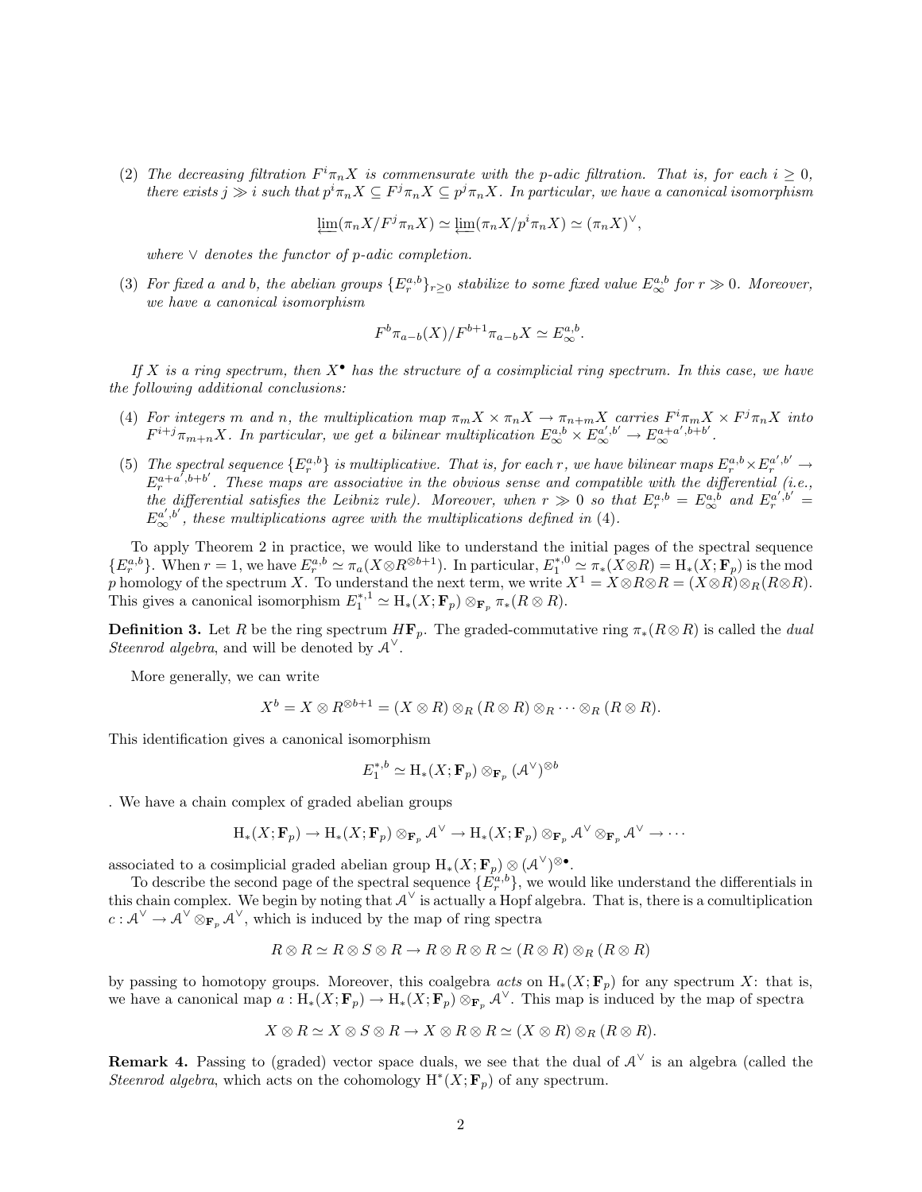(2) *The decreasing filtration $F^i\pi_n X$ is commensurate with the p-adic filtration. That is, for each $i \geq 0$, there exists $j \gg i$ such that $p^i\pi_n X \subseteq F^j\pi_n X \subseteq p^j\pi_n X$. In particular, we have a canonical isomorphism*

$$\varprojlim(\pi_n X/F^j\pi_n X) \simeq \varprojlim(\pi_n X/p^i\pi_n X) \simeq (\pi_n X)^\vee,$$

*where $\vee$ denotes the functor of p-adic completion.*

(3) *For fixed a and b, the abelian groups $\{E_r^{a,b}\}_{r\geq 0}$ stabilize to some fixed value $E_\infty^{a,b}$ for $r \gg 0$. Moreover, we have a canonical isomorphism*

$$F^b\pi_{a-b}(X)/F^{b+1}\pi_{a-b}X \simeq E_\infty^{a,b}.$$

*If X is a ring spectrum, then $X^\bullet$ has the structure of a cosimplicial ring spectrum. In this case, we have the following additional conclusions:*

(4) *For integers m and n, the multiplication map $\pi_m X \times \pi_n X \to \pi_{n+m}X$ carries $F^i\pi_m X \times F^j\pi_n X$ into $F^{i+j}\pi_{m+n}X$. In particular, we get a bilinear multiplication $E_\infty^{a,b} \times E_\infty^{a',b'} \to E_\infty^{a+a',b+b'}$.*

(5) *The spectral sequence $\{E_r^{a,b}\}$ is multiplicative. That is, for each r, we have bilinear maps $E_r^{a,b}\times E_r^{a',b'} \to E_r^{a+a',b+b'}$. These maps are associative in the obvious sense and compatible with the differential (i.e., the differential satisfies the Leibniz rule). Moreover, when $r \gg 0$ so that $E_r^{a,b} = E_\infty^{a,b}$ and $E_r^{a',b'} = E_\infty^{a',b'}$, these multiplications agree with the multiplications defined in (4).*

To apply Theorem 2 in practice, we would like to understand the initial pages of the spectral sequence $\{E_r^{a,b}\}$. When $r = 1$, we have $E_r^{a,b} \simeq \pi_a(X \otimes R^{\otimes b+1})$. In particular, $E_1^{*,0} \simeq \pi_*(X\otimes R) = \mathrm{H}_*(X; \mathbf{F}_p)$ is the mod $p$ homology of the spectrum $X$. To understand the next term, we write $X^1 = X\otimes R\otimes R = (X\otimes R)\otimes_R(R\otimes R)$. This gives a canonical isomorphism $E_1^{*,1} \simeq \mathrm{H}_*(X; \mathbf{F}_p) \otimes_{\mathbf{F}_p} \pi_*(R \otimes R)$.

**Definition 3.** Let $R$ be the ring spectrum $H\mathbf{F}_p$. The graded-commutative ring $\pi_*(R\otimes R)$ is called the *dual Steenrod algebra*, and will be denoted by $\mathcal{A}^\vee$.

More generally, we can write

$$X^b = X \otimes R^{\otimes b+1} = (X \otimes R) \otimes_R (R \otimes R) \otimes_R \cdots \otimes_R (R \otimes R).$$

This identification gives a canonical isomorphism

$$E_1^{*,b} \simeq \mathrm{H}_*(X; \mathbf{F}_p) \otimes_{\mathbf{F}_p} (\mathcal{A}^\vee)^{\otimes b}$$

. We have a chain complex of graded abelian groups

$$\mathrm{H}_*(X; \mathbf{F}_p) \to \mathrm{H}_*(X; \mathbf{F}_p) \otimes_{\mathbf{F}_p} \mathcal{A}^\vee \to \mathrm{H}_*(X; \mathbf{F}_p) \otimes_{\mathbf{F}_p} \mathcal{A}^\vee \otimes_{\mathbf{F}_p} \mathcal{A}^\vee \to \cdots$$

associated to a cosimplicial graded abelian group $\mathrm{H}_*(X; \mathbf{F}_p) \otimes (\mathcal{A}^\vee)^{\otimes\bullet}$.

To describe the second page of the spectral sequence $\{E_r^{a,b}\}$, we would like understand the differentials in this chain complex. We begin by noting that $\mathcal{A}^\vee$ is actually a Hopf algebra. That is, there is a comultiplication $c : \mathcal{A}^\vee \to \mathcal{A}^\vee \otimes_{\mathbf{F}_p} \mathcal{A}^\vee$, which is induced by the map of ring spectra

$$R \otimes R \simeq R \otimes S \otimes R \to R \otimes R \otimes R \simeq (R \otimes R) \otimes_R (R \otimes R)$$

by passing to homotopy groups. Moreover, this coalgebra *acts* on $\mathrm{H}_*(X; \mathbf{F}_p)$ for any spectrum $X$: that is, we have a canonical map $a : \mathrm{H}_*(X; \mathbf{F}_p) \to \mathrm{H}_*(X; \mathbf{F}_p) \otimes_{\mathbf{F}_p} \mathcal{A}^\vee$. This map is induced by the map of spectra

$$X \otimes R \simeq X \otimes S \otimes R \to X \otimes R \otimes R \simeq (X \otimes R) \otimes_R (R \otimes R).$$

**Remark 4.** Passing to (graded) vector space duals, we see that the dual of $\mathcal{A}^\vee$ is an algebra (called the *Steenrod algebra*, which acts on the cohomology $\mathrm{H}^*(X; \mathbf{F}_p)$ of any spectrum.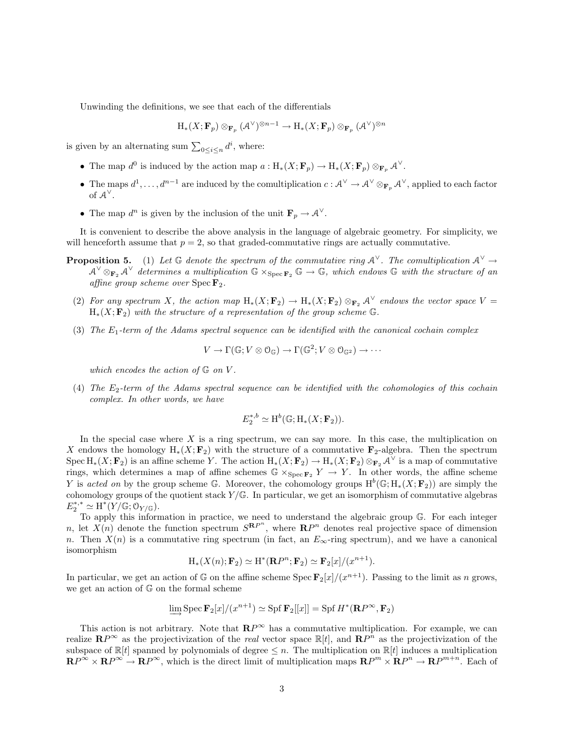Unwinding the definitions, we see that each of the differentials

$$\mathrm{H}_*(X; \mathbf{F}_p) \otimes_{\mathbf{F}_p} (\mathcal{A}^\vee)^{\otimes n-1} \to \mathrm{H}_*(X; \mathbf{F}_p) \otimes_{\mathbf{F}_p} (\mathcal{A}^\vee)^{\otimes n}$$

is given by an alternating sum $\sum_{0 \le i \le n} d^i$, where:

- The map $d^0$ is induced by the action map $a : \mathrm{H}_*(X; \mathbf{F}_p) \to \mathrm{H}_*(X; \mathbf{F}_p) \otimes_{\mathbf{F}_p} \mathcal{A}^\vee$.
- The maps $d^1, \ldots, d^{n-1}$ are induced by the comultiplication $c : \mathcal{A}^\vee \to \mathcal{A}^\vee \otimes_{\mathbf{F}_p} \mathcal{A}^\vee$, applied to each factor of $\mathcal{A}^\vee$.
- The map $d^n$ is given by the inclusion of the unit $\mathbf{F}_p \to \mathcal{A}^\vee$.

It is convenient to describe the above analysis in the language of algebraic geometry. For simplicity, we will henceforth assume that $p = 2$, so that graded-commutative rings are actually commutative.

**Proposition 5.** (1) *Let $\mathbb{G}$ denote the spectrum of the commutative ring $\mathcal{A}^\vee$. The comultiplication $\mathcal{A}^\vee \to \mathcal{A}^\vee \otimes_{\mathbf{F}_2} \mathcal{A}^\vee$ determines a multiplication $\mathbb{G} \times_{\operatorname{Spec} \mathbf{F}_2} \mathbb{G} \to \mathbb{G}$, which endows $\mathbb{G}$ with the structure of an affine group scheme over $\operatorname{Spec} \mathbf{F}_2$.*

(2) *For any spectrum $X$, the action map $\mathrm{H}_*(X; \mathbf{F}_2) \to \mathrm{H}_*(X; \mathbf{F}_2) \otimes_{\mathbf{F}_2} \mathcal{A}^\vee$ endows the vector space $V = \mathrm{H}_*(X; \mathbf{F}_2)$ with the structure of a representation of the group scheme $\mathbb{G}$.*

(3) *The $E_1$-term of the Adams spectral sequence can be identified with the canonical cochain complex*

$$V \to \Gamma(\mathbb{G}; V \otimes \mathcal{O}_{\mathbb{G}}) \to \Gamma(\mathbb{G}^2; V \otimes \mathcal{O}_{\mathbb{G}^2}) \to \cdots$$

*which encodes the action of $\mathbb{G}$ on $V$.*

(4) *The $E_2$-term of the Adams spectral sequence can be identified with the cohomologies of this cochain complex. In other words, we have*

$$E_2^{*,b} \simeq \mathrm{H}^b(\mathbb{G}; \mathrm{H}_*(X; \mathbf{F}_2)).$$

In the special case where $X$ is a ring spectrum, we can say more. In this case, the multiplication on $X$ endows the homology $\mathrm{H}_*(X; \mathbf{F}_2)$ with the structure of a commutative $\mathbf{F}_2$-algebra. Then the spectrum $\operatorname{Spec} \mathrm{H}_*(X; \mathbf{F}_2)$ is an affine scheme $Y$. The action $\mathrm{H}_*(X; \mathbf{F}_2) \to \mathrm{H}_*(X; \mathbf{F}_2) \otimes_{\mathbf{F}_2} \mathcal{A}^\vee$ is a map of commutative rings, which determines a map of affine schemes $\mathbb{G} \times_{\operatorname{Spec} \mathbf{F}_2} Y \to Y$. In other words, the affine scheme $Y$ is *acted on* by the group scheme $\mathbb{G}$. Moreover, the cohomology groups $\mathrm{H}^b(\mathbb{G}; \mathrm{H}_*(X; \mathbf{F}_2))$ are simply the cohomology groups of the quotient stack $Y/\mathbb{G}$. In particular, we get an isomorphism of commutative algebras $E_2^{*,*} \simeq \mathrm{H}^*(Y/\mathbb{G}; \mathcal{O}_{Y/\mathbb{G}})$.

To apply this information in practice, we need to understand the algebraic group $\mathbb{G}$. For each integer $n$, let $X(n)$ denote the function spectrum $S^{\mathbf{R}P^n}$, where $\mathbf{R}P^n$ denotes real projective space of dimension $n$. Then $X(n)$ is a commutative ring spectrum (in fact, an $E_\infty$-ring spectrum), and we have a canonical isomorphism

$$\mathrm{H}_*(X(n); \mathbf{F}_2) \simeq \mathrm{H}^*(\mathbf{R}P^n; \mathbf{F}_2) \simeq \mathbf{F}_2[x]/(x^{n+1}).$$

In particular, we get an action of $\mathbb{G}$ on the affine scheme $\operatorname{Spec} \mathbf{F}_2[x]/(x^{n+1})$. Passing to the limit as $n$ grows, we get an action of $\mathbb{G}$ on the formal scheme

$$\varinjlim \operatorname{Spec} \mathbf{F}_2[x]/(x^{n+1}) \simeq \operatorname{Spf} \mathbf{F}_2[[x]] = \operatorname{Spf} H^*(\mathbf{R}P^\infty, \mathbf{F}_2)$$

This action is not arbitrary. Note that $\mathbf{R}P^\infty$ has a commutative multiplication. For example, we can realize $\mathbf{R}P^\infty$ as the projectivization of the *real* vector space $\mathbb{R}[t]$, and $\mathbf{R}P^n$ as the projectivization of the subspace of $\mathbb{R}[t]$ spanned by polynomials of degree $\le n$. The multiplication on $\mathbb{R}[t]$ induces a multiplication $\mathbf{R}P^\infty \times \mathbf{R}P^\infty \to \mathbf{R}P^\infty$, which is the direct limit of multiplication maps $\mathbf{R}P^m \times \mathbf{R}P^n \to \mathbf{R}P^{m+n}$. Each of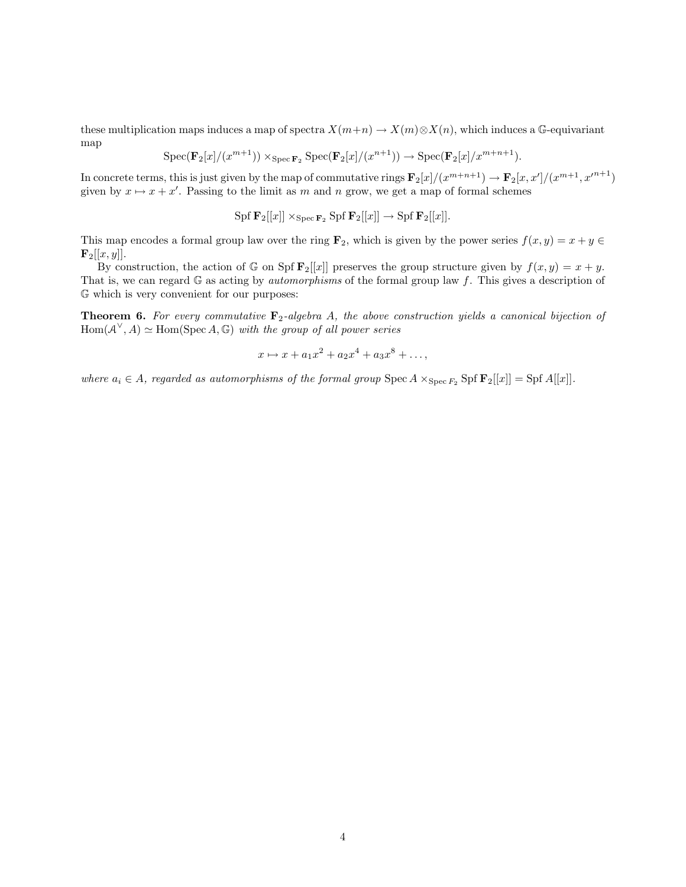these multiplication maps induces a map of spectra $X(m+n) \to X(m) \otimes X(n)$, which induces a $\mathbb{G}$-equivariant map

$$\operatorname{Spec}(\mathbf{F}_2[x]/(x^{m+1})) \times_{\operatorname{Spec} \mathbf{F}_2} \operatorname{Spec}(\mathbf{F}_2[x]/(x^{n+1})) \to \operatorname{Spec}(\mathbf{F}_2[x]/x^{m+n+1}).$$

In concrete terms, this is just given by the map of commutative rings $\mathbf{F}_2[x]/(x^{m+n+1}) \to \mathbf{F}_2[x, x']/(x^{m+1}, x'^{n+1})$ given by $x \mapsto x + x'$. Passing to the limit as $m$ and $n$ grow, we get a map of formal schemes

$$\operatorname{Spf} \mathbf{F}_2[[x]] \times_{\operatorname{Spec} \mathbf{F}_2} \operatorname{Spf} \mathbf{F}_2[[x]] \to \operatorname{Spf} \mathbf{F}_2[[x]].$$

This map encodes a formal group law over the ring $\mathbf{F}_2$, which is given by the power series $f(x, y) = x + y \in \mathbf{F}_2[[x, y]]$.

By construction, the action of $\mathbb{G}$ on $\operatorname{Spf} \mathbf{F}_2[[x]]$ preserves the group structure given by $f(x, y) = x + y$. That is, we can regard $\mathbb{G}$ as acting by *automorphisms* of the formal group law $f$. This gives a description of $\mathbb{G}$ which is very convenient for our purposes:

**Theorem 6.** *For every commutative $\mathbf{F}_2$-algebra $A$, the above construction yields a canonical bijection of $\operatorname{Hom}(\mathcal{A}^\vee, A) \simeq \operatorname{Hom}(\operatorname{Spec} A, \mathbb{G})$ with the group of all power series*

$$x \mapsto x + a_1 x^2 + a_2 x^4 + a_3 x^8 + \dots,$$

*where $a_i \in A$, regarded as automorphisms of the formal group $\operatorname{Spec} A \times_{\operatorname{Spec} F_2} \operatorname{Spf} \mathbf{F}_2[[x]] = \operatorname{Spf} A[[x]]$.*